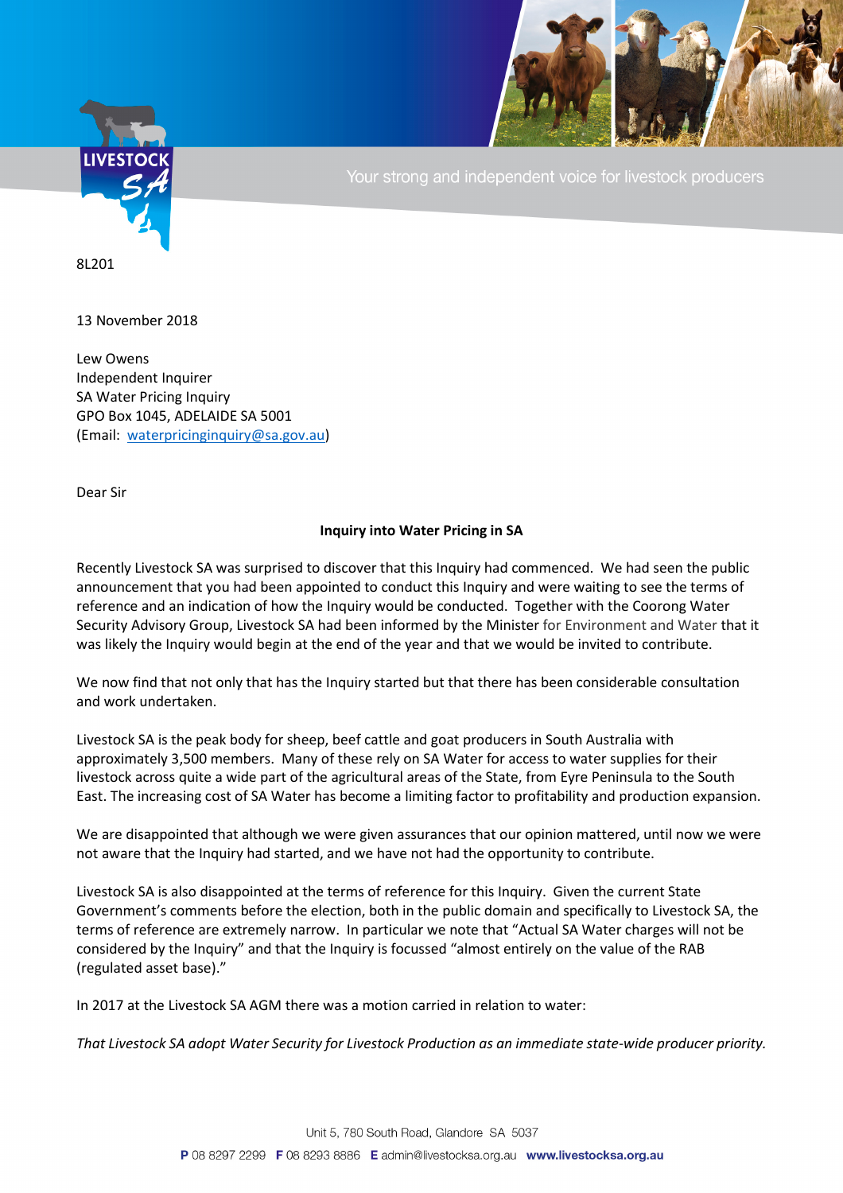8L201

13 November 2018

Lew Owens
Independent Inquirer
SA Water Pricing Inquiry
GPO Box 1045, ADELAIDE SA 5001
(Email: waterpricinginquiry@sa.gov.au)

Dear Sir

**Inquiry into Water Pricing in SA**

Recently Livestock SA was surprised to discover that this Inquiry had commenced. We had seen the public announcement that you had been appointed to conduct this Inquiry and were waiting to see the terms of reference and an indication of how the Inquiry would be conducted. Together with the Coorong Water Security Advisory Group, Livestock SA had been informed by the Minister for Environment and Water that it was likely the Inquiry would begin at the end of the year and that we would be invited to contribute.

We now find that not only that has the Inquiry started but that there has been considerable consultation and work undertaken.

Livestock SA is the peak body for sheep, beef cattle and goat producers in South Australia with approximately 3,500 members. Many of these rely on SA Water for access to water supplies for their livestock across quite a wide part of the agricultural areas of the State, from Eyre Peninsula to the South East. The increasing cost of SA Water has become a limiting factor to profitability and production expansion.

We are disappointed that although we were given assurances that our opinion mattered, until now we were not aware that the Inquiry had started, and we have not had the opportunity to contribute.

Livestock SA is also disappointed at the terms of reference for this Inquiry. Given the current State Government's comments before the election, both in the public domain and specifically to Livestock SA, the terms of reference are extremely narrow. In particular we note that "Actual SA Water charges will not be considered by the Inquiry" and that the Inquiry is focussed "almost entirely on the value of the RAB (regulated asset base)."

In 2017 at the Livestock SA AGM there was a motion carried in relation to water:

*That Livestock SA adopt Water Security for Livestock Production as an immediate state-wide producer priority.*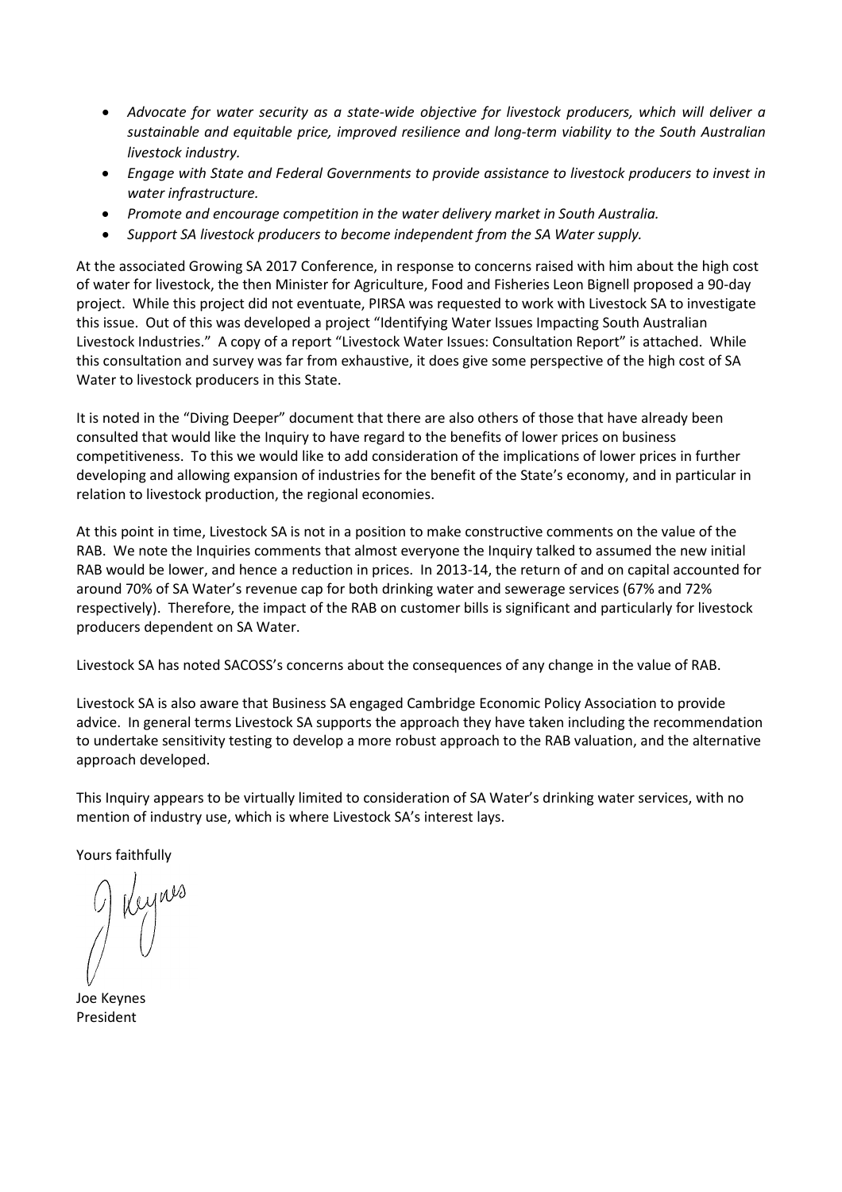- *Advocate for water security as a state-wide objective for livestock producers, which will deliver a sustainable and equitable price, improved resilience and long-term viability to the South Australian livestock industry.*
- *Engage with State and Federal Governments to provide assistance to livestock producers to invest in water infrastructure.*
- *Promote and encourage competition in the water delivery market in South Australia.*
- *Support SA livestock producers to become independent from the SA Water supply.*

At the associated Growing SA 2017 Conference, in response to concerns raised with him about the high cost of water for livestock, the then Minister for Agriculture, Food and Fisheries Leon Bignell proposed a 90-day project. While this project did not eventuate, PIRSA was requested to work with Livestock SA to investigate this issue. Out of this was developed a project "Identifying Water Issues Impacting South Australian Livestock Industries." A copy of a report "Livestock Water Issues: Consultation Report" is attached. While this consultation and survey was far from exhaustive, it does give some perspective of the high cost of SA Water to livestock producers in this State.

It is noted in the "Diving Deeper" document that there are also others of those that have already been consulted that would like the Inquiry to have regard to the benefits of lower prices on business competitiveness. To this we would like to add consideration of the implications of lower prices in further developing and allowing expansion of industries for the benefit of the State's economy, and in particular in relation to livestock production, the regional economies.

At this point in time, Livestock SA is not in a position to make constructive comments on the value of the RAB. We note the Inquiries comments that almost everyone the Inquiry talked to assumed the new initial RAB would be lower, and hence a reduction in prices. In 2013-14, the return of and on capital accounted for around 70% of SA Water's revenue cap for both drinking water and sewerage services (67% and 72% respectively). Therefore, the impact of the RAB on customer bills is significant and particularly for livestock producers dependent on SA Water.

Livestock SA has noted SACOSS's concerns about the consequences of any change in the value of RAB.

Livestock SA is also aware that Business SA engaged Cambridge Economic Policy Association to provide advice. In general terms Livestock SA supports the approach they have taken including the recommendation to undertake sensitivity testing to develop a more robust approach to the RAB valuation, and the alternative approach developed.

This Inquiry appears to be virtually limited to consideration of SA Water's drinking water services, with no mention of industry use, which is where Livestock SA's interest lays.

Yours faithfully

Joe Keynes
President